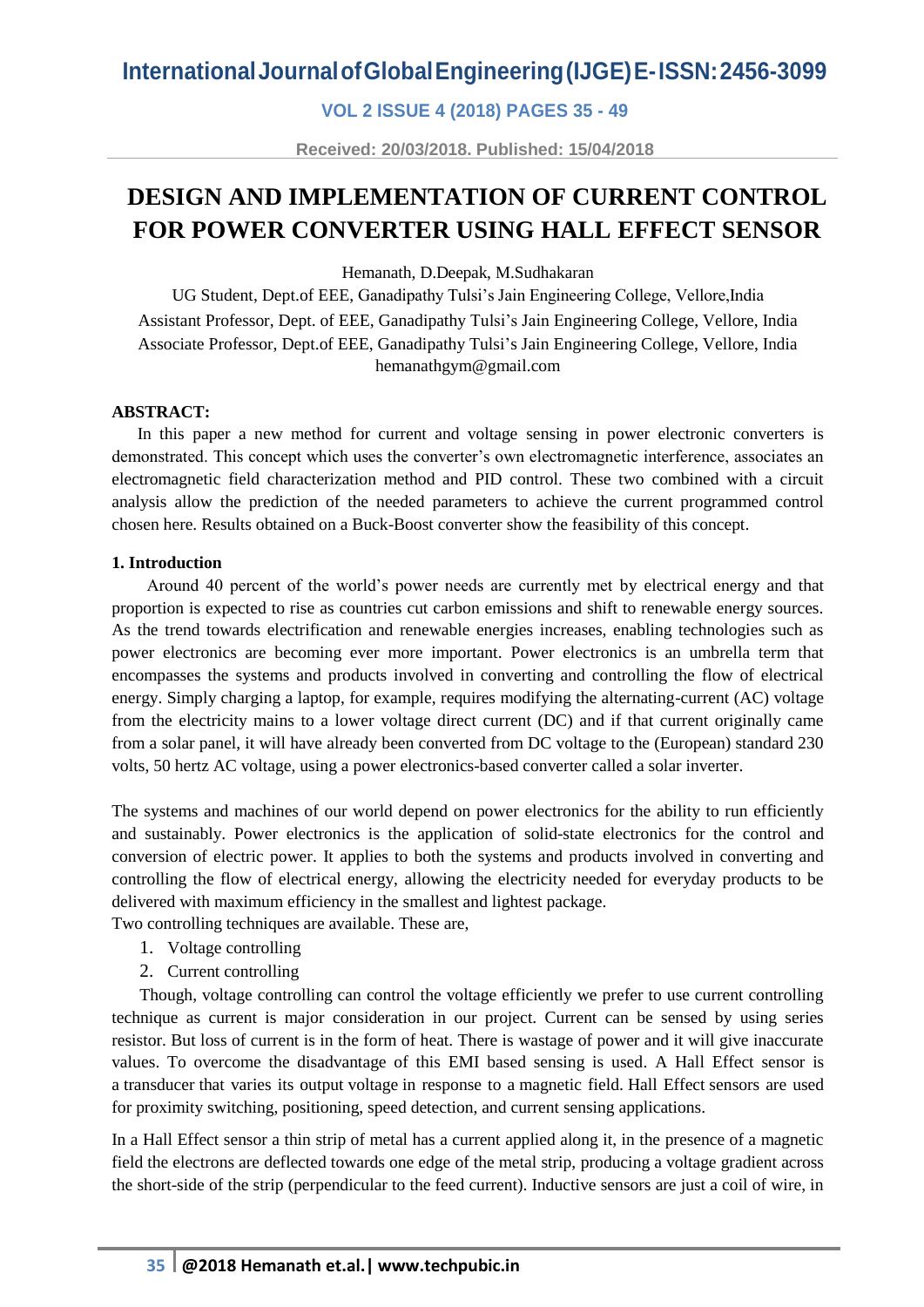# DESIGN AND IMPLEMENTATION OF CURRENT CONTROL FOR POWER CONVERTER USING HALL EFFECT SENSOR

Hemanath, D.Deepak, M.Sudhakaran

UG Student, Dept.of EEE, Ganadipathy Tulsi's Jain Engineering College, Vellore,India
Assistant Professor, Dept. of EEE, Ganadipathy Tulsi's Jain Engineering College, Vellore, India
Associate Professor, Dept.of EEE, Ganadipathy Tulsi's Jain Engineering College, Vellore, India
hemanathgym@gmail.com

**ABSTRACT:**

In this paper a new method for current and voltage sensing in power electronic converters is demonstrated. This concept which uses the converter's own electromagnetic interference, associates an electromagnetic field characterization method and PID control. These two combined with a circuit analysis allow the prediction of the needed parameters to achieve the current programmed control chosen here. Results obtained on a Buck-Boost converter show the feasibility of this concept.

## 1. Introduction

Around 40 percent of the world's power needs are currently met by electrical energy and that proportion is expected to rise as countries cut carbon emissions and shift to renewable energy sources. As the trend towards electrification and renewable energies increases, enabling technologies such as power electronics are becoming ever more important. Power electronics is an umbrella term that encompasses the systems and products involved in converting and controlling the flow of electrical energy. Simply charging a laptop, for example, requires modifying the alternating-current (AC) voltage from the electricity mains to a lower voltage direct current (DC) and if that current originally came from a solar panel, it will have already been converted from DC voltage to the (European) standard 230 volts, 50 hertz AC voltage, using a power electronics-based converter called a solar inverter.

The systems and machines of our world depend on power electronics for the ability to run efficiently and sustainably. Power electronics is the application of solid-state electronics for the control and conversion of electric power. It applies to both the systems and products involved in converting and controlling the flow of electrical energy, allowing the electricity needed for everyday products to be delivered with maximum efficiency in the smallest and lightest package.

Two controlling techniques are available. These are,

1. Voltage controlling
2. Current controlling

Though, voltage controlling can control the voltage efficiently we prefer to use current controlling technique as current is major consideration in our project. Current can be sensed by using series resistor. But loss of current is in the form of heat. There is wastage of power and it will give inaccurate values. To overcome the disadvantage of this EMI based sensing is used. A Hall Effect sensor is a transducer that varies its output voltage in response to a magnetic field. Hall Effect sensors are used for proximity switching, positioning, speed detection, and current sensing applications.

In a Hall Effect sensor a thin strip of metal has a current applied along it, in the presence of a magnetic field the electrons are deflected towards one edge of the metal strip, producing a voltage gradient across the short-side of the strip (perpendicular to the feed current). Inductive sensors are just a coil of wire, in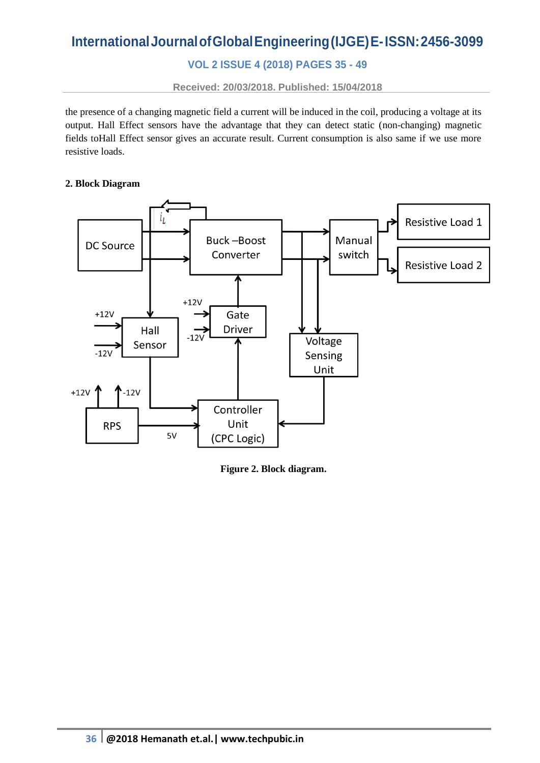the presence of a changing magnetic field a current will be induced in the coil, producing a voltage at its output. Hall Effect sensors have the advantage that they can detect static (non-changing) magnetic fields toHall Effect sensor gives an accurate result. Current consumption is also same if we use more resistive loads.

## 2. Block Diagram

**Figure 2. Block diagram.**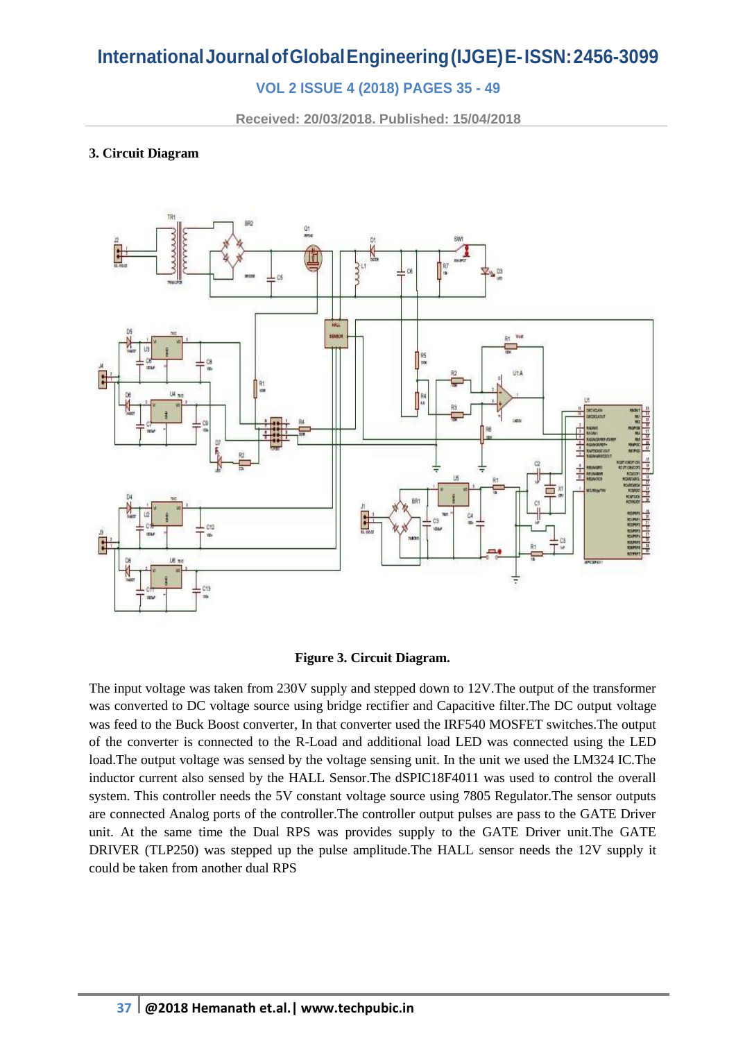### 3. Circuit Diagram

**Figure 3. Circuit Diagram.**

The input voltage was taken from 230V supply and stepped down to 12V.The output of the transformer was converted to DC voltage source using bridge rectifier and Capacitive filter.The DC output voltage was feed to the Buck Boost converter, In that converter used the IRF540 MOSFET switches.The output of the converter is connected to the R-Load and additional load LED was connected using the LED load.The output voltage was sensed by the voltage sensing unit. In the unit we used the LM324 IC.The inductor current also sensed by the HALL Sensor.The dSPIC18F4011 was used to control the overall system. This controller needs the 5V constant voltage source using 7805 Regulator.The sensor outputs are connected Analog ports of the controller.The controller output pulses are pass to the GATE Driver unit. At the same time the Dual RPS was provides supply to the GATE Driver unit.The GATE DRIVER (TLP250) was stepped up the pulse amplitude.The HALL sensor needs the 12V supply it could be taken from another dual RPS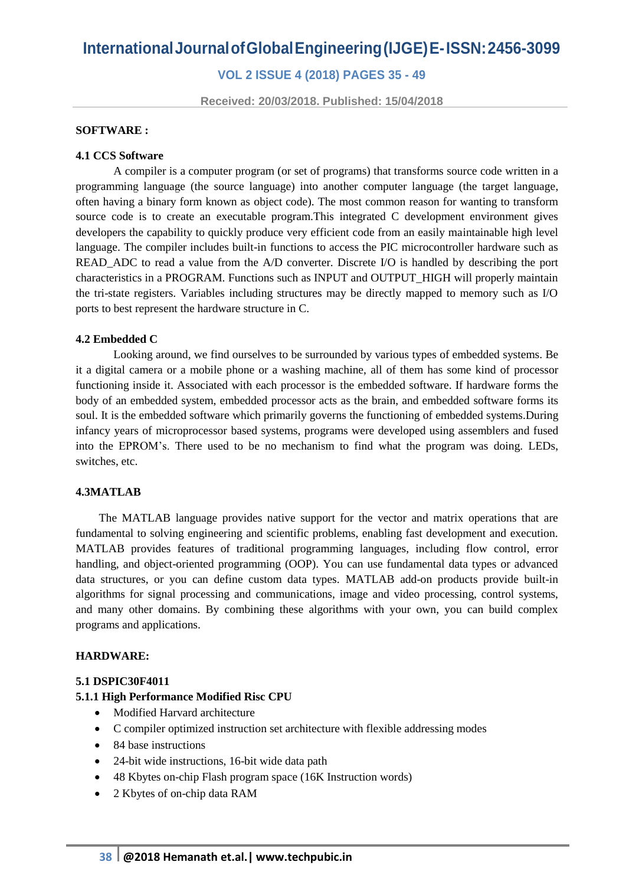**SOFTWARE :**

**4.1 CCS Software**

A compiler is a computer program (or set of programs) that transforms source code written in a programming language (the source language) into another computer language (the target language, often having a binary form known as object code). The most common reason for wanting to transform source code is to create an executable program.This integrated C development environment gives developers the capability to quickly produce very efficient code from an easily maintainable high level language. The compiler includes built-in functions to access the PIC microcontroller hardware such as READ_ADC to read a value from the A/D converter. Discrete I/O is handled by describing the port characteristics in a PROGRAM. Functions such as INPUT and OUTPUT_HIGH will properly maintain the tri-state registers. Variables including structures may be directly mapped to memory such as I/O ports to best represent the hardware structure in C.

**4.2 Embedded C**

Looking around, we find ourselves to be surrounded by various types of embedded systems. Be it a digital camera or a mobile phone or a washing machine, all of them has some kind of processor functioning inside it. Associated with each processor is the embedded software. If hardware forms the body of an embedded system, embedded processor acts as the brain, and embedded software forms its soul. It is the embedded software which primarily governs the functioning of embedded systems.During infancy years of microprocessor based systems, programs were developed using assemblers and fused into the EPROM's. There used to be no mechanism to find what the program was doing. LEDs, switches, etc.

**4.3MATLAB**

The MATLAB language provides native support for the vector and matrix operations that are fundamental to solving engineering and scientific problems, enabling fast development and execution. MATLAB provides features of traditional programming languages, including flow control, error handling, and object-oriented programming (OOP). You can use fundamental data types or advanced data structures, or you can define custom data types. MATLAB add-on products provide built-in algorithms for signal processing and communications, image and video processing, control systems, and many other domains. By combining these algorithms with your own, you can build complex programs and applications.

**HARDWARE:**

**5.1 DSPIC30F4011**

**5.1.1 High Performance Modified Risc CPU**

- Modified Harvard architecture
- C compiler optimized instruction set architecture with flexible addressing modes
- 84 base instructions
- 24-bit wide instructions, 16-bit wide data path
- 48 Kbytes on-chip Flash program space (16K Instruction words)
- 2 Kbytes of on-chip data RAM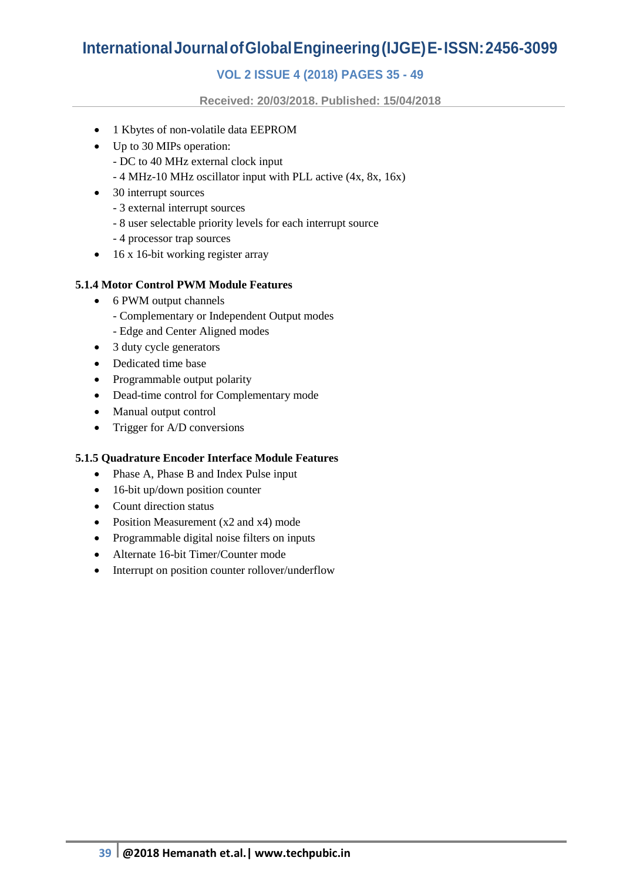- 1 Kbytes of non-volatile data EEPROM
- Up to 30 MIPs operation:
  - DC to 40 MHz external clock input
  - 4 MHz-10 MHz oscillator input with PLL active (4x, 8x, 16x)
- 30 interrupt sources
  - 3 external interrupt sources
  - 8 user selectable priority levels for each interrupt source
  - 4 processor trap sources
- 16 x 16-bit working register array

### 5.1.4 Motor Control PWM Module Features

- 6 PWM output channels
  - Complementary or Independent Output modes
  - Edge and Center Aligned modes
- 3 duty cycle generators
- Dedicated time base
- Programmable output polarity
- Dead-time control for Complementary mode
- Manual output control
- Trigger for A/D conversions

### 5.1.5 Quadrature Encoder Interface Module Features

- Phase A, Phase B and Index Pulse input
- 16-bit up/down position counter
- Count direction status
- Position Measurement (x2 and x4) mode
- Programmable digital noise filters on inputs
- Alternate 16-bit Timer/Counter mode
- Interrupt on position counter rollover/underflow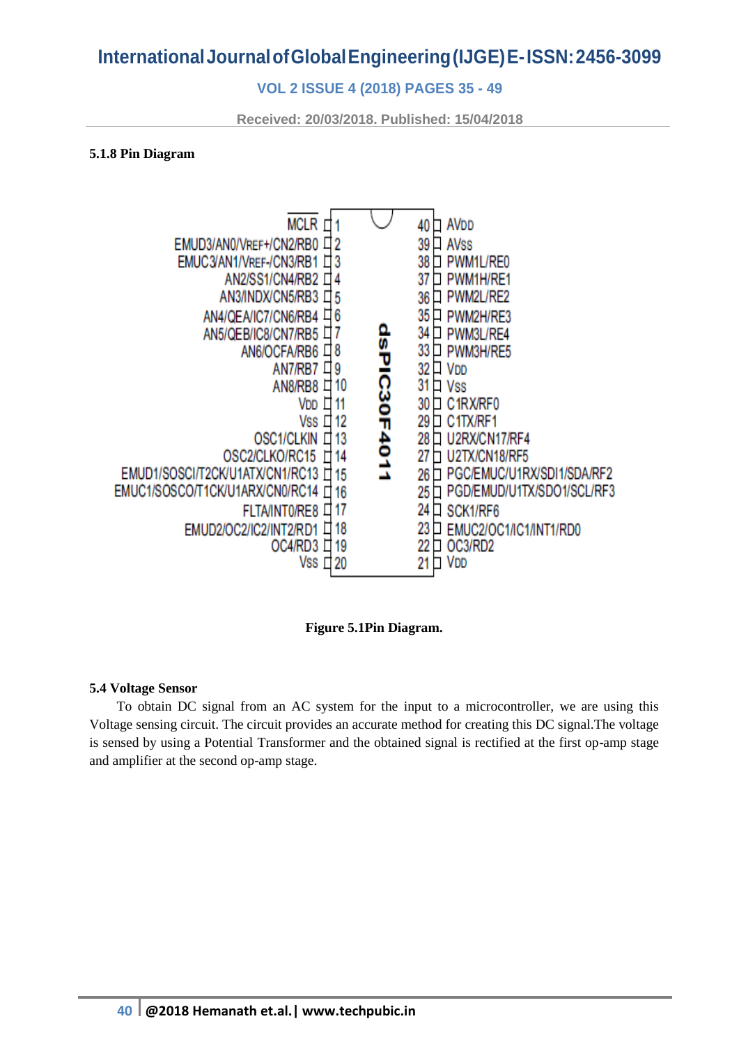### 5.1.8 Pin Diagram

| Pin | Function | Pin | Function |
|---|---|---|---|
| 1 | MCLR | 40 | AVDD |
| 2 | EMUD3/AN0/VREF+/CN2/RB0 | 39 | AVSS |
| 3 | EMUC3/AN1/VREF-/CN3/RB1 | 38 | PWM1L/RE0 |
| 4 | AN2/SS1/CN4/RB2 | 37 | PWM1H/RE1 |
| 5 | AN3/INDX/CN5/RB3 | 36 | PWM2L/RE2 |
| 6 | AN4/QEA/IC7/CN6/RB4 | 35 | PWM2H/RE3 |
| 7 | AN5/QEB/IC8/CN7/RB5 | 34 | PWM3L/RE4 |
| 8 | AN6/OCFA/RB6 | 33 | PWM3H/RE5 |
| 9 | AN7/RB7 | 32 | VDD |
| 10 | AN8/RB8 | 31 | VSS |
| 11 | VDD | 30 | C1RX/RF0 |
| 12 | VSS | 29 | C1TX/RF1 |
| 13 | OSC1/CLKIN | 28 | U2RX/CN17/RF4 |
| 14 | OSC2/CLKO/RC15 | 27 | U2TX/CN18/RF5 |
| 15 | EMUD1/SOSCI/T2CK/U1ATX/CN1/RC13 | 26 | PGC/EMUC/U1RX/SDI1/SDA/RF2 |
| 16 | EMUC1/SOSCO/T1CK/U1ARX/CN0/RC14 | 25 | PGD/EMUD/U1TX/SDO1/SCL/RF3 |
| 17 | FLTA/INT0/RE8 | 24 | SCK1/RF6 |
| 18 | EMUD2/OC2/IC2/INT2/RD1 | 23 | EMUC2/OC1/IC1/INT1/RD0 |
| 19 | OC4/RD3 | 22 | OC3/RD2 |
| 20 | VSS | 21 | VDD |

dsPIC30F4011

**Figure 5.1Pin Diagram.**

### 5.4 Voltage Sensor

To obtain DC signal from an AC system for the input to a microcontroller, we are using this Voltage sensing circuit. The circuit provides an accurate method for creating this DC signal.The voltage is sensed by using a Potential Transformer and the obtained signal is rectified at the first op-amp stage and amplifier at the second op-amp stage.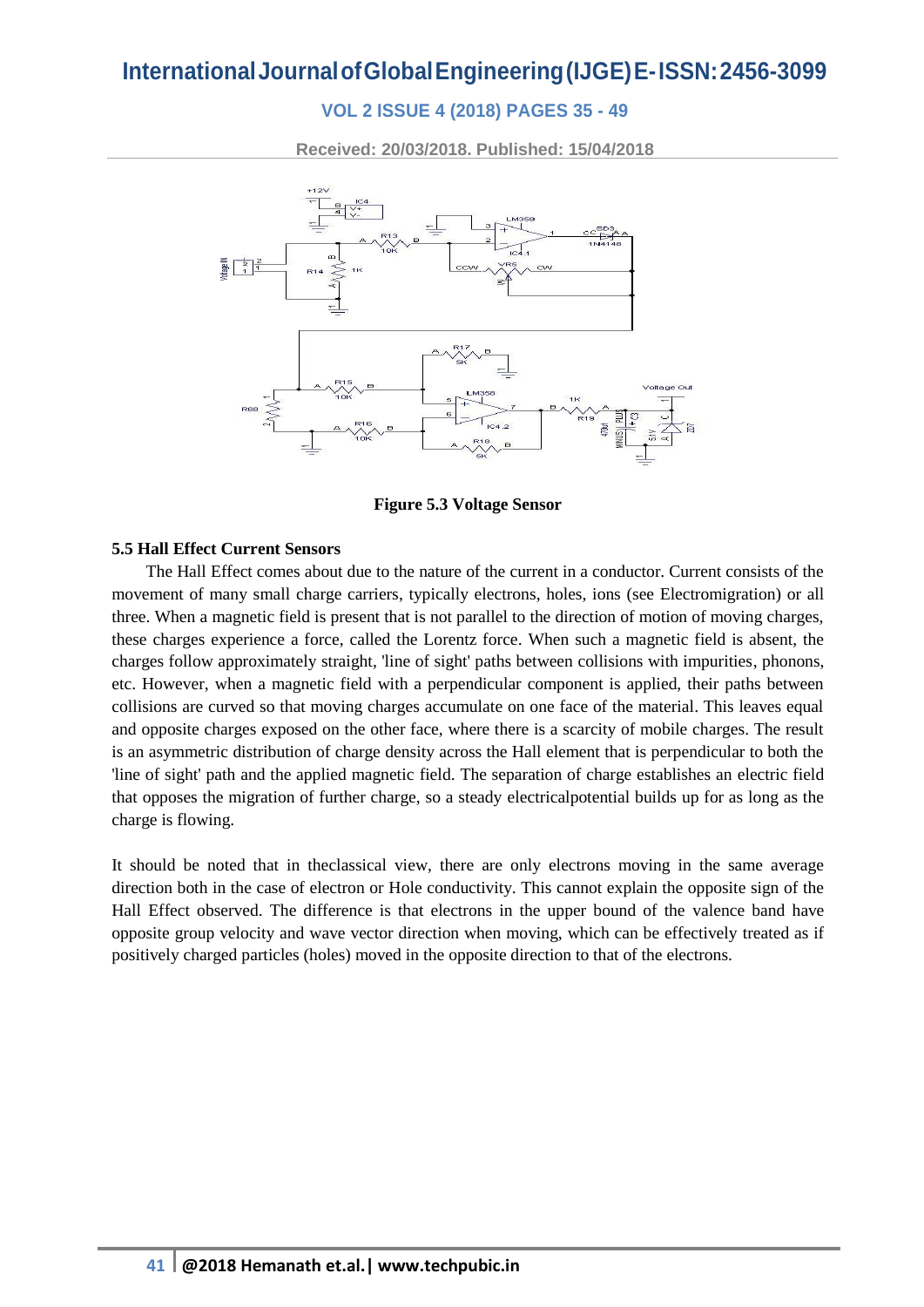**Figure 5.3 Voltage Sensor**

### 5.5 Hall Effect Current Sensors

The Hall Effect comes about due to the nature of the current in a conductor. Current consists of the movement of many small charge carriers, typically electrons, holes, ions (see Electromigration) or all three. When a magnetic field is present that is not parallel to the direction of motion of moving charges, these charges experience a force, called the Lorentz force. When such a magnetic field is absent, the charges follow approximately straight, 'line of sight' paths between collisions with impurities, phonons, etc. However, when a magnetic field with a perpendicular component is applied, their paths between collisions are curved so that moving charges accumulate on one face of the material. This leaves equal and opposite charges exposed on the other face, where there is a scarcity of mobile charges. The result is an asymmetric distribution of charge density across the Hall element that is perpendicular to both the 'line of sight' path and the applied magnetic field. The separation of charge establishes an electric field that opposes the migration of further charge, so a steady electricalpotential builds up for as long as the charge is flowing.

It should be noted that in theclassical view, there are only electrons moving in the same average direction both in the case of electron or Hole conductivity. This cannot explain the opposite sign of the Hall Effect observed. The difference is that electrons in the upper bound of the valence band have opposite group velocity and wave vector direction when moving, which can be effectively treated as if positively charged particles (holes) moved in the opposite direction to that of the electrons.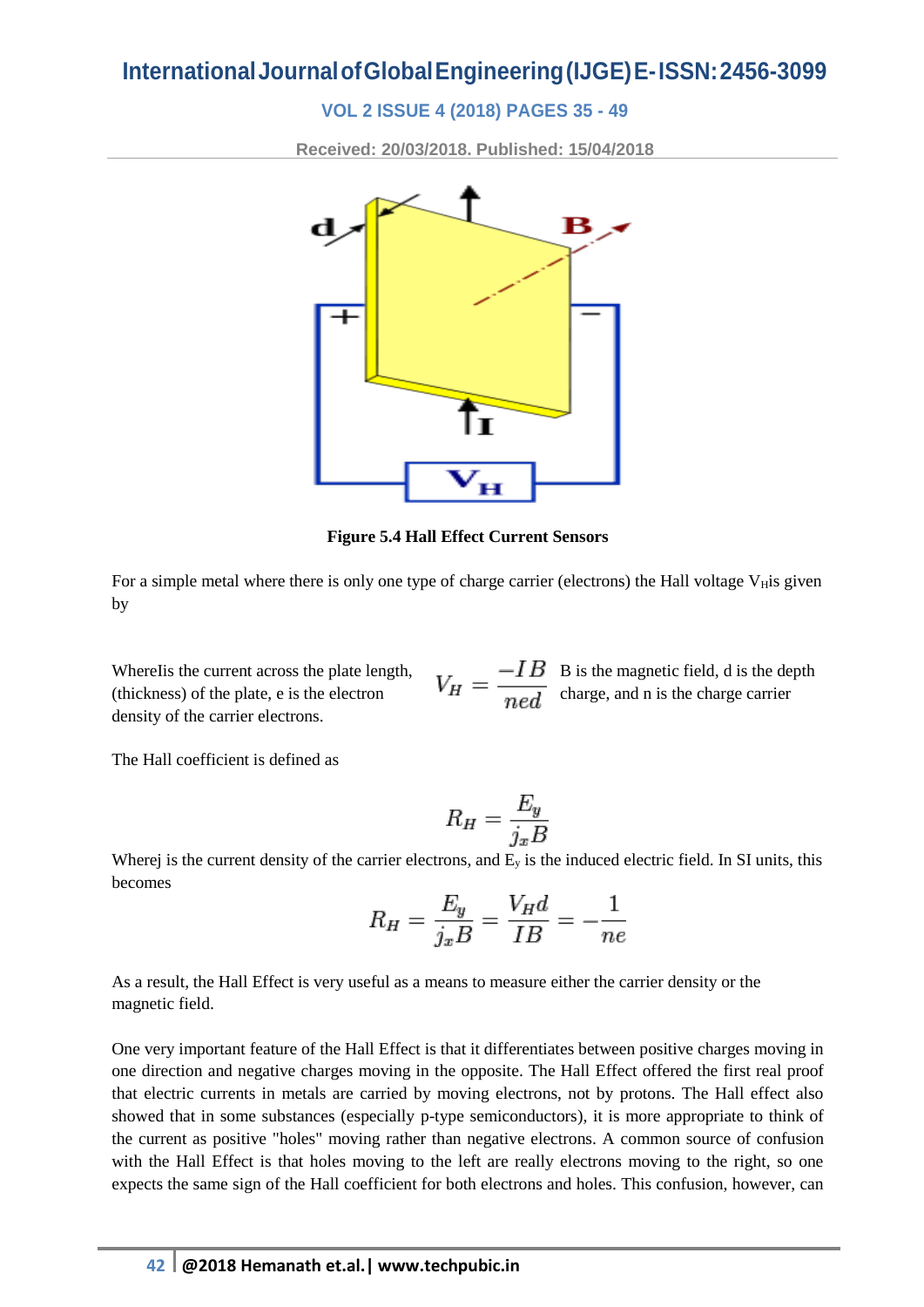**Figure 5.4 Hall Effect Current Sensors**

For a simple metal where there is only one type of charge carrier (electrons) the Hall voltage $V_H$is given by

$$V_H = \frac{-IB}{ned}$$

WhereIis the current across the plate length, B is the magnetic field, d is the depth (thickness) of the plate, e is the electron charge, and n is the charge carrier density of the carrier electrons.

The Hall coefficient is defined as

$$R_H = \frac{E_y}{j_x B}$$

Wherej is the current density of the carrier electrons, and $E_y$ is the induced electric field. In SI units, this becomes

$$R_H = \frac{E_y}{j_x B} = \frac{V_H d}{IB} = -\frac{1}{ne}$$

As a result, the Hall Effect is very useful as a means to measure either the carrier density or the magnetic field.

One very important feature of the Hall Effect is that it differentiates between positive charges moving in one direction and negative charges moving in the opposite. The Hall Effect offered the first real proof that electric currents in metals are carried by moving electrons, not by protons. The Hall effect also showed that in some substances (especially p-type semiconductors), it is more appropriate to think of the current as positive "holes" moving rather than negative electrons. A common source of confusion with the Hall Effect is that holes moving to the left are really electrons moving to the right, so one expects the same sign of the Hall coefficient for both electrons and holes. This confusion, however, can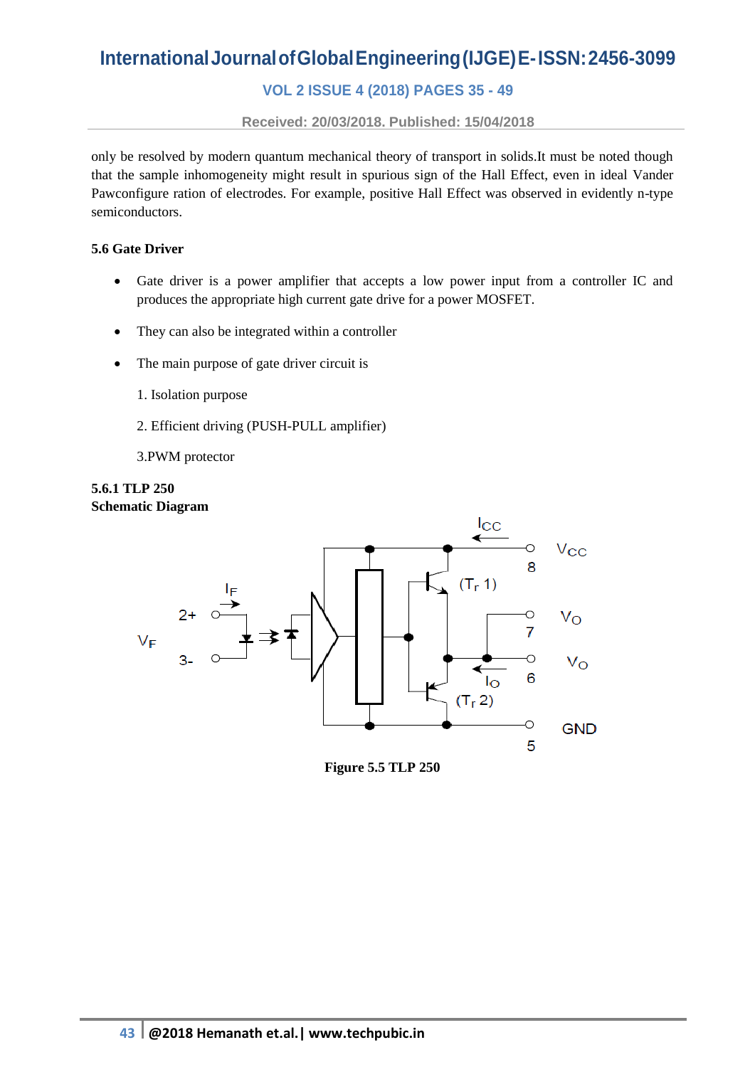only be resolved by modern quantum mechanical theory of transport in solids.It must be noted though that the sample inhomogeneity might result in spurious sign of the Hall Effect, even in ideal Vander Pawconfigure ration of electrodes. For example, positive Hall Effect was observed in evidently n-type semiconductors.

**5.6 Gate Driver**

- Gate driver is a power amplifier that accepts a low power input from a controller IC and produces the appropriate high current gate drive for a power MOSFET.
- They can also be integrated within a controller
- The main purpose of gate driver circuit is

  1. Isolation purpose

  2. Efficient driving (PUSH-PULL amplifier)

  3.PWM protector

**5.6.1 TLP 250**
**Schematic Diagram**

**Figure 5.5 TLP 250**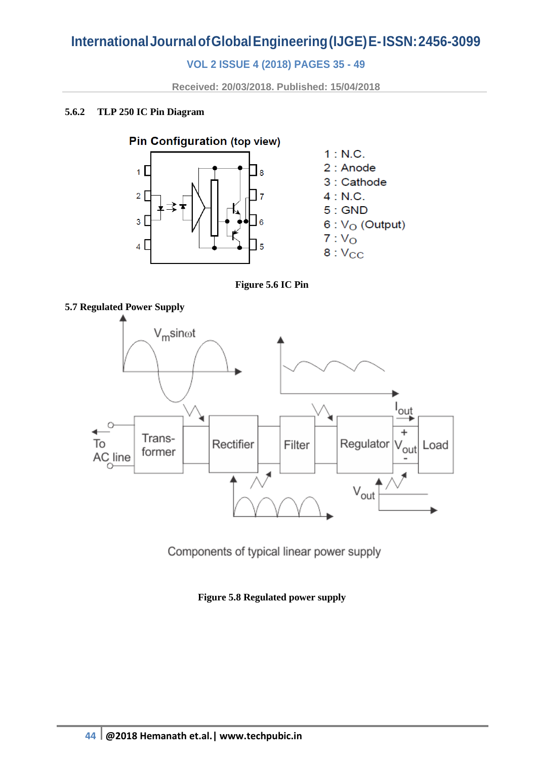### 5.6.2 TLP 250 IC Pin Diagram

Figure 5.6 IC Pin

### 5.7 Regulated Power Supply

Figure 5.8 Regulated power supply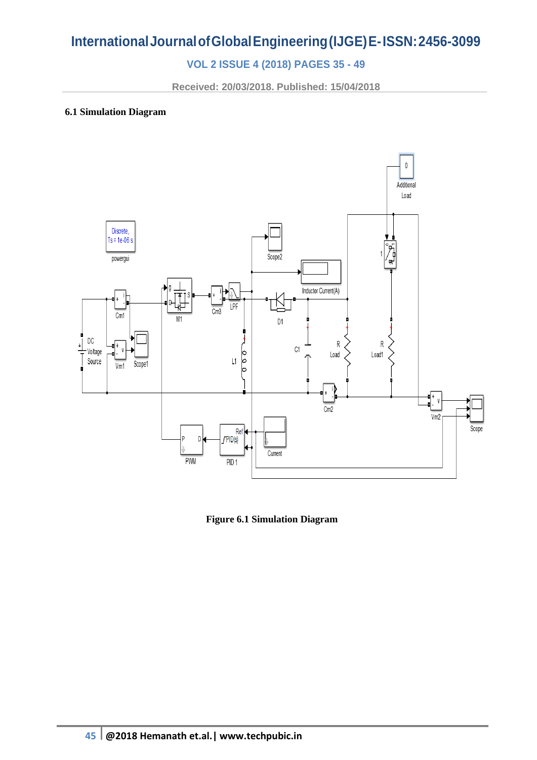### 6.1 Simulation Diagram

**Figure 6.1 Simulation Diagram**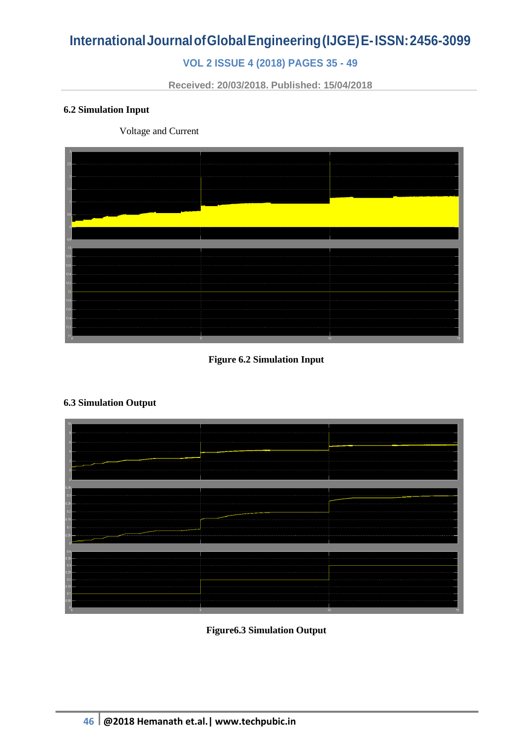### 6.2 Simulation Input

Voltage and Current

**Figure 6.2 Simulation Input**

### 6.3 Simulation Output

**Figure6.3 Simulation Output**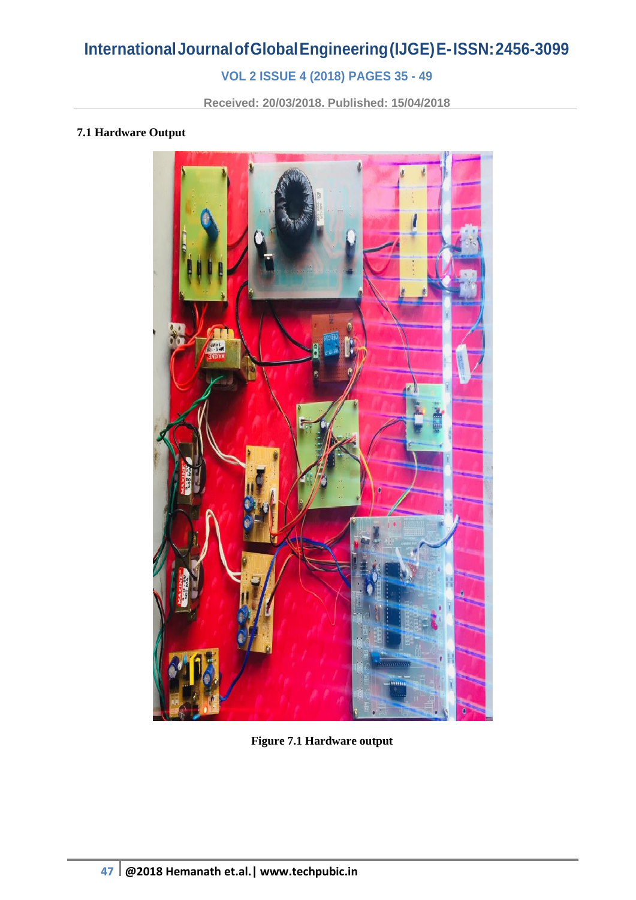### 7.1 Hardware Output

**Figure 7.1 Hardware output**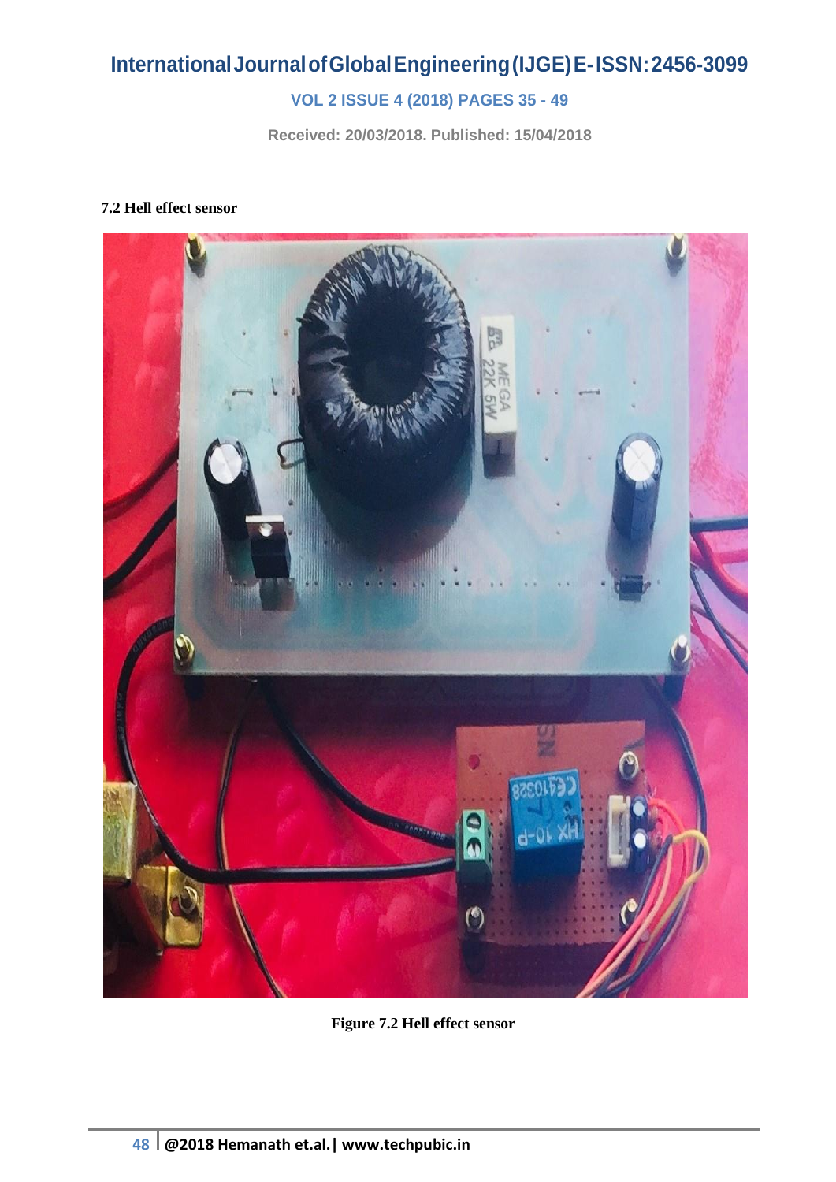### 7.2 Hell effect sensor

**Figure 7.2 Hell effect sensor**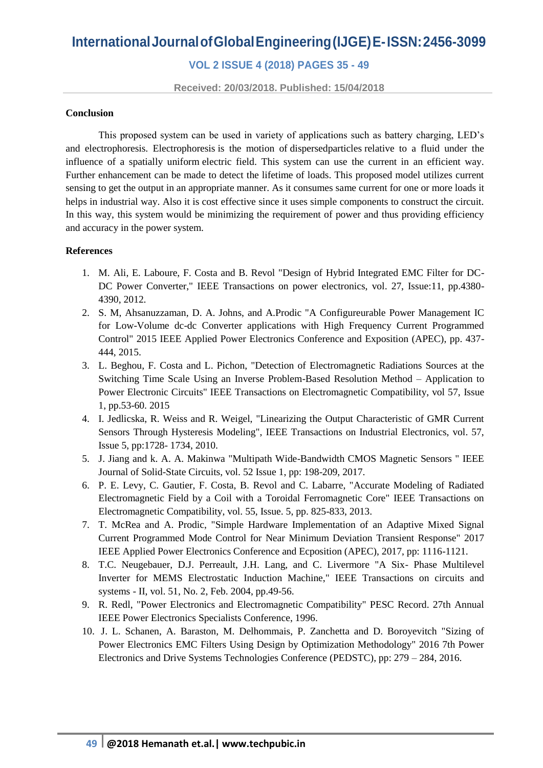## Conclusion

This proposed system can be used in variety of applications such as battery charging, LED's and electrophoresis. Electrophoresis is the motion of dispersedparticles relative to a fluid under the influence of a spatially uniform electric field. This system can use the current in an efficient way. Further enhancement can be made to detect the lifetime of loads. This proposed model utilizes current sensing to get the output in an appropriate manner. As it consumes same current for one or more loads it helps in industrial way. Also it is cost effective since it uses simple components to construct the circuit. In this way, this system would be minimizing the requirement of power and thus providing efficiency and accuracy in the power system.

## References

1. M. Ali, E. Laboure, F. Costa and B. Revol "Design of Hybrid Integrated EMC Filter for DC-DC Power Converter," IEEE Transactions on power electronics, vol. 27, Issue:11, pp.4380-4390, 2012.
2. S. M, Ahsanuzzaman, D. A. Johns, and A.Prodic "A Configureurable Power Management IC for Low-Volume dc-dc Converter applications with High Frequency Current Programmed Control" 2015 IEEE Applied Power Electronics Conference and Exposition (APEC), pp. 437-444, 2015.
3. L. Beghou, F. Costa and L. Pichon, "Detection of Electromagnetic Radiations Sources at the Switching Time Scale Using an Inverse Problem-Based Resolution Method – Application to Power Electronic Circuits" IEEE Transactions on Electromagnetic Compatibility, vol 57, Issue 1, pp.53-60. 2015
4. I. Jedlicska, R. Weiss and R. Weigel, "Linearizing the Output Characteristic of GMR Current Sensors Through Hysteresis Modeling", IEEE Transactions on Industrial Electronics, vol. 57, Issue 5, pp:1728- 1734, 2010.
5. J. Jiang and k. A. A. Makinwa "Multipath Wide-Bandwidth CMOS Magnetic Sensors " IEEE Journal of Solid-State Circuits, vol. 52 Issue 1, pp: 198-209, 2017.
6. P. E. Levy, C. Gautier, F. Costa, B. Revol and C. Labarre, "Accurate Modeling of Radiated Electromagnetic Field by a Coil with a Toroidal Ferromagnetic Core" IEEE Transactions on Electromagnetic Compatibility, vol. 55, Issue. 5, pp. 825-833, 2013.
7. T. McRea and A. Prodic, "Simple Hardware Implementation of an Adaptive Mixed Signal Current Programmed Mode Control for Near Minimum Deviation Transient Response" 2017 IEEE Applied Power Electronics Conference and Ecposition (APEC), 2017, pp: 1116-1121.
8. T.C. Neugebauer, D.J. Perreault, J.H. Lang, and C. Livermore "A Six- Phase Multilevel Inverter for MEMS Electrostatic Induction Machine," IEEE Transactions on circuits and systems - II, vol. 51, No. 2, Feb. 2004, pp.49-56.
9. R. Redl, "Power Electronics and Electromagnetic Compatibility" PESC Record. 27th Annual IEEE Power Electronics Specialists Conference, 1996.
10. J. L. Schanen, A. Baraston, M. Delhommais, P. Zanchetta and D. Boroyevitch "Sizing of Power Electronics EMC Filters Using Design by Optimization Methodology" 2016 7th Power Electronics and Drive Systems Technologies Conference (PEDSTC), pp: 279 – 284, 2016.